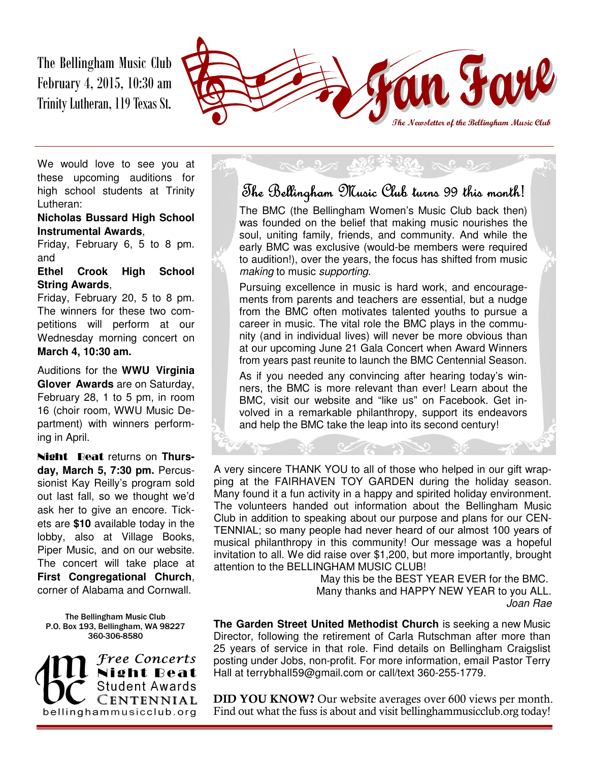The Bellingham Music Club
February 4, 2015, 10:30 am
Trinity Lutheran, 119 Texas St.

# Fan Fare

**The Newsletter of the Bellingham Music Club**

We would love to see you at these upcoming auditions for high school students at Trinity Lutheran:

**Nicholas Bussard High School Instrumental Awards**, Friday, February 6, 5 to 8 pm.

and

**Ethel Crook High School String Awards**, Friday, February 20, 5 to 8 pm. The winners for these two competitions will perform at our Wednesday morning concert on **March 4, 10:30 am.**

Auditions for the **WWU Virginia Glover Awards** are on Saturday, February 28, 1 to 5 pm, in room 16 (choir room, WWU Music Department) with winners performing in April.

**Night Beat** returns on **Thursday, March 5, 7:30 pm.** Percussionist Kay Reilly's program sold out last fall, so we thought we'd ask her to give an encore. Tickets are **$10** available today in the lobby, also at Village Books, Piper Music, and on our website. The concert will take place at **First Congregational Church**, corner of Alabama and Cornwall.

The Bellingham Music Club
P.O. Box 193, Bellingham, WA 98227
360-306-8580

*Free Concerts*
**Night Beat**
Student Awards
CENTENNIAL
bellinghammusicclub.org

## The Bellingham Music Club turns 99 this month!

The BMC (the Bellingham Women's Music Club back then) was founded on the belief that making music nourishes the soul, uniting family, friends, and community. And while the early BMC was exclusive (would-be members were required to audition!), over the years, the focus has shifted from music *making* to music *supporting*.

Pursuing excellence in music is hard work, and encouragements from parents and teachers are essential, but a nudge from the BMC often motivates talented youths to pursue a career in music. The vital role the BMC plays in the community (and in individual lives) will never be more obvious than at our upcoming June 21 Gala Concert when Award Winners from years past reunite to launch the BMC Centennial Season.

As if you needed any convincing after hearing today's winners, the BMC is more relevant than ever! Learn about the BMC, visit our website and "like us" on Facebook. Get involved in a remarkable philanthropy, support its endeavors and help the BMC take the leap into its second century!

A very sincere THANK YOU to all of those who helped in our gift wrapping at the FAIRHAVEN TOY GARDEN during the holiday season. Many found it a fun activity in a happy and spirited holiday environment. The volunteers handed out information about the Bellingham Music Club in addition to speaking about our purpose and plans for our CENTENNIAL; so many people had never heard of our almost 100 years of musical philanthropy in this community! Our message was a hopeful invitation to all. We did raise over $1,200, but more importantly, brought attention to the BELLINGHAM MUSIC CLUB!

May this be the BEST YEAR EVER for the BMC.
Many thanks and HAPPY NEW YEAR to you ALL.
*Joan Rae*

**The Garden Street United Methodist Church** is seeking a new Music Director, following the retirement of Carla Rutschman after more than 25 years of service in that role. Find details on Bellingham Craigslist posting under Jobs, non-profit. For more information, email Pastor Terry Hall at terrybhall59@gmail.com or call/text 360-255-1779.

**DID YOU KNOW?** Our website averages over 600 views per month. Find out what the fuss is about and visit bellinghammusicclub.org today!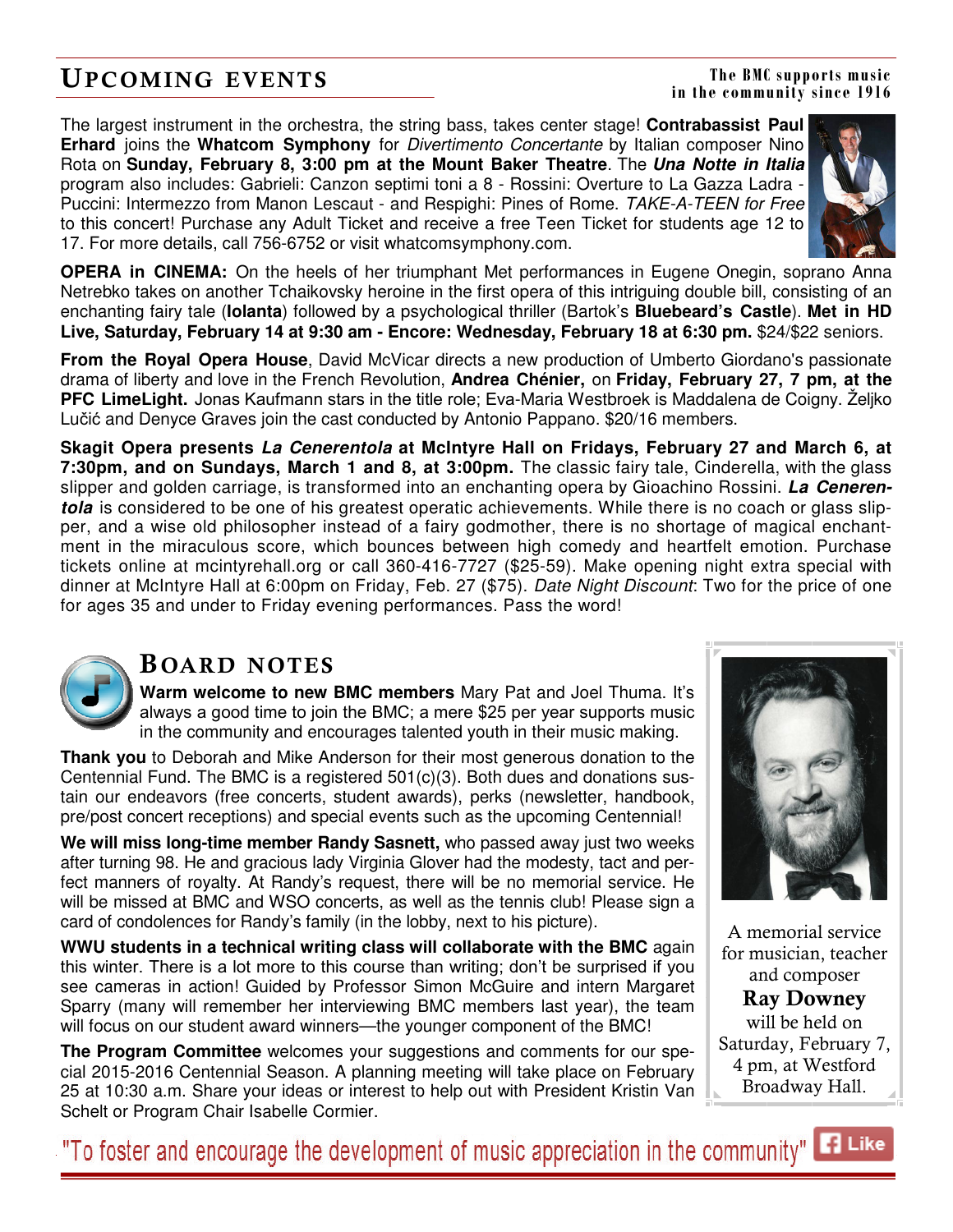## Upcoming events

**The BMC supports music in the community since 1916**

The largest instrument in the orchestra, the string bass, takes center stage! **Contrabassist Paul Erhard** joins the **Whatcom Symphony** for *Divertimento Concertante* by Italian composer Nino Rota on **Sunday, February 8, 3:00 pm at the Mount Baker Theatre**. The ***Una Notte in Italia*** program also includes: Gabrieli: Canzon septimi toni a 8 - Rossini: Overture to La Gazza Ladra - Puccini: Intermezzo from Manon Lescaut - and Respighi: Pines of Rome. *TAKE-A-TEEN for Free* to this concert! Purchase any Adult Ticket and receive a free Teen Ticket for students age 12 to 17. For more details, call 756-6752 or visit whatcomsymphony.com.

**OPERA in CINEMA:** On the heels of her triumphant Met performances in Eugene Onegin, soprano Anna Netrebko takes on another Tchaikovsky heroine in the first opera of this intriguing double bill, consisting of an enchanting fairy tale (**Iolanta**) followed by a psychological thriller (Bartok's **Bluebeard's Castle**). **Met in HD Live, Saturday, February 14 at 9:30 am - Encore: Wednesday, February 18 at 6:30 pm.** $24/$22 seniors.

**From the Royal Opera House**, David McVicar directs a new production of Umberto Giordano's passionate drama of liberty and love in the French Revolution, **Andrea Chénier,** on **Friday, February 27, 7 pm, at the PFC LimeLight.** Jonas Kaufmann stars in the title role; Eva-Maria Westbroek is Maddalena de Coigny. Željko Lučić and Denyce Graves join the cast conducted by Antonio Pappano. $20/16 members.

**Skagit Opera presents *La Cenerentola* at McIntyre Hall on Fridays, February 27 and March 6, at 7:30pm, and on Sundays, March 1 and 8, at 3:00pm.** The classic fairy tale, Cinderella, with the glass slipper and golden carriage, is transformed into an enchanting opera by Gioachino Rossini. ***La Cenerentola*** is considered to be one of his greatest operatic achievements. While there is no coach or glass slipper, and a wise old philosopher instead of a fairy godmother, there is no shortage of magical enchantment in the miraculous score, which bounces between high comedy and heartfelt emotion. Purchase tickets online at mcintyrehall.org or call 360-416-7727 ($25-59). Make opening night extra special with dinner at McIntyre Hall at 6:00pm on Friday, Feb. 27 ($75). *Date Night Discount*: Two for the price of one for ages 35 and under to Friday evening performances. Pass the word!

## Board notes

**Warm welcome to new BMC members** Mary Pat and Joel Thuma. It's always a good time to join the BMC; a mere $25 per year supports music in the community and encourages talented youth in their music making.

**Thank you** to Deborah and Mike Anderson for their most generous donation to the Centennial Fund. The BMC is a registered 501(c)(3). Both dues and donations sustain our endeavors (free concerts, student awards), perks (newsletter, handbook, pre/post concert receptions) and special events such as the upcoming Centennial!

**We will miss long-time member Randy Sasnett,** who passed away just two weeks after turning 98. He and gracious lady Virginia Glover had the modesty, tact and perfect manners of royalty. At Randy's request, there will be no memorial service. He will be missed at BMC and WSO concerts, as well as the tennis club! Please sign a card of condolences for Randy's family (in the lobby, next to his picture).

**WWU students in a technical writing class will collaborate with the BMC** again this winter. There is a lot more to this course than writing; don't be surprised if you see cameras in action! Guided by Professor Simon McGuire and intern Margaret Sparry (many will remember her interviewing BMC members last year), the team will focus on our student award winners—the younger component of the BMC!

**The Program Committee** welcomes your suggestions and comments for our special 2015-2016 Centennial Season. A planning meeting will take place on February 25 at 10:30 a.m. Share your ideas or interest to help out with President Kristin Van Schelt or Program Chair Isabelle Cormier.

A memorial service for musician, teacher and composer **Ray Downey** will be held on Saturday, February 7, 4 pm, at Westford Broadway Hall.

"To foster and encourage the development of music appreciation in the community"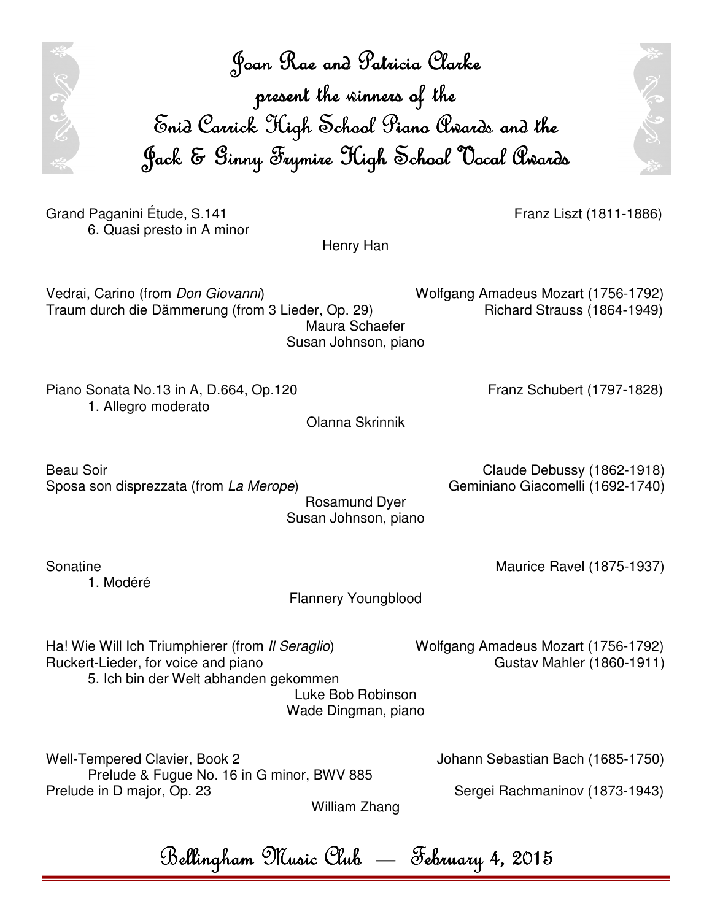# Joan Rae and Patricia Clarke present the winners of the Enid Carrick High School Piano Awards and the Jack & Ginny Frymire High School Vocal Awards

Grand Paganini Étude, S.141 — Franz Liszt (1811-1886)
6. Quasi presto in A minor

Henry Han

Vedrai, Carino (from *Don Giovanni*) — Wolfgang Amadeus Mozart (1756-1792)
Traum durch die Dämmerung (from 3 Lieder, Op. 29) — Richard Strauss (1864-1949)

Maura Schaefer
Susan Johnson, piano

Piano Sonata No.13 in A, D.664, Op.120 — Franz Schubert (1797-1828)
1. Allegro moderato

Olanna Skrinnik

Beau Soir — Claude Debussy (1862-1918)
Sposa son disprezzata (from *La Merope*) — Geminiano Giacomelli (1692-1740)

Rosamund Dyer
Susan Johnson, piano

Sonatine — Maurice Ravel (1875-1937)
1. Modéré

Flannery Youngblood

Ha! Wie Will Ich Triumphierer (from *Il Seraglio*) — Wolfgang Amadeus Mozart (1756-1792)
Ruckert-Lieder, for voice and piano — Gustav Mahler (1860-1911)
5. Ich bin der Welt abhanden gekommen

Luke Bob Robinson
Wade Dingman, piano

Well-Tempered Clavier, Book 2 — Johann Sebastian Bach (1685-1750)
Prelude & Fugue No. 16 in G minor, BWV 885
Prelude in D major, Op. 23 — Sergei Rachmaninov (1873-1943)

William Zhang

Bellingham Music Club — February 4, 2015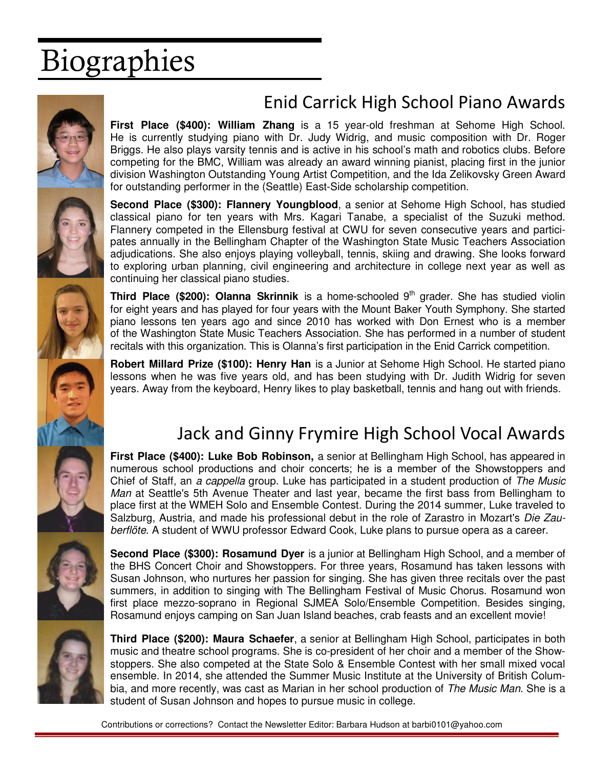# Biographies

## Enid Carrick High School Piano Awards

**First Place ($400): William Zhang** is a 15 year-old freshman at Sehome High School. He is currently studying piano with Dr. Judy Widrig, and music composition with Dr. Roger Briggs. He also plays varsity tennis and is active in his school's math and robotics clubs. Before competing for the BMC, William was already an award winning pianist, placing first in the junior division Washington Outstanding Young Artist Competition, and the Ida Zelikovsky Green Award for outstanding performer in the (Seattle) East-Side scholarship competition.

**Second Place ($300): Flannery Youngblood**, a senior at Sehome High School, has studied classical piano for ten years with Mrs. Kagari Tanabe, a specialist of the Suzuki method. Flannery competed in the Ellensburg festival at CWU for seven consecutive years and participates annually in the Bellingham Chapter of the Washington State Music Teachers Association adjudications. She also enjoys playing volleyball, tennis, skiing and drawing. She looks forward to exploring urban planning, civil engineering and architecture in college next year as well as continuing her classical piano studies.

**Third Place ($200): Olanna Skrinnik** is a home-schooled 9th grader. She has studied violin for eight years and has played for four years with the Mount Baker Youth Symphony. She started piano lessons ten years ago and since 2010 has worked with Don Ernest who is a member of the Washington State Music Teachers Association. She has performed in a number of student recitals with this organization. This is Olanna's first participation in the Enid Carrick competition.

**Robert Millard Prize ($100): Henry Han** is a Junior at Sehome High School. He started piano lessons when he was five years old, and has been studying with Dr. Judith Widrig for seven years. Away from the keyboard, Henry likes to play basketball, tennis and hang out with friends.

## Jack and Ginny Frymire High School Vocal Awards

**First Place ($400): Luke Bob Robinson,** a senior at Bellingham High School, has appeared in numerous school productions and choir concerts; he is a member of the Showstoppers and Chief of Staff, an *a cappella* group. Luke has participated in a student production of *The Music Man* at Seattle's 5th Avenue Theater and last year, became the first bass from Bellingham to place first at the WMEH Solo and Ensemble Contest. During the 2014 summer, Luke traveled to Salzburg, Austria, and made his professional debut in the role of Zarastro in Mozart's *Die Zauberflöte*. A student of WWU professor Edward Cook, Luke plans to pursue opera as a career.

**Second Place ($300): Rosamund Dyer** is a junior at Bellingham High School, and a member of the BHS Concert Choir and Showstoppers. For three years, Rosamund has taken lessons with Susan Johnson, who nurtures her passion for singing. She has given three recitals over the past summers, in addition to singing with The Bellingham Festival of Music Chorus. Rosamund won first place mezzo-soprano in Regional SJMEA Solo/Ensemble Competition. Besides singing, Rosamund enjoys camping on San Juan Island beaches, crab feasts and an excellent movie!

**Third Place ($200): Maura Schaefer**, a senior at Bellingham High School, participates in both music and theatre school programs. She is co-president of her choir and a member of the Showstoppers. She also competed at the State Solo & Ensemble Contest with her small mixed vocal ensemble. In 2014, she attended the Summer Music Institute at the University of British Columbia, and more recently, was cast as Marian in her school production of *The Music Man*. She is a student of Susan Johnson and hopes to pursue music in college.

Contributions or corrections? Contact the Newsletter Editor: Barbara Hudson at barbi0101@yahoo.com